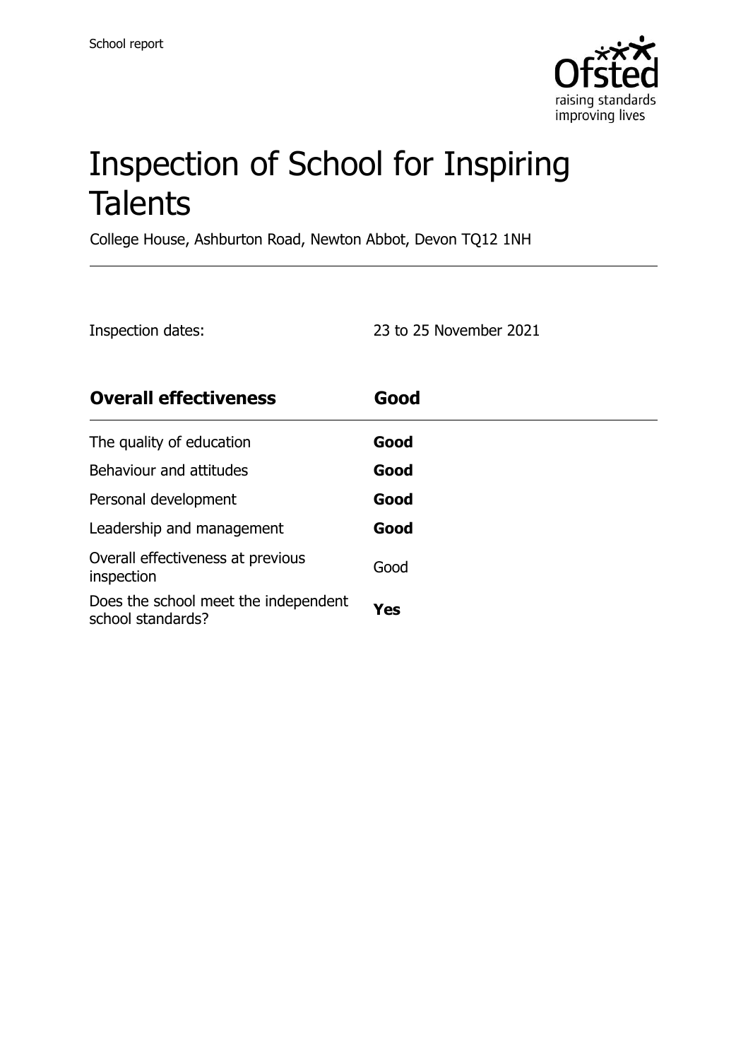School report

# Inspection of School for Inspiring Talents

College House, Ashburton Road, Newton Abbot, Devon TQ12 1NH

Inspection dates: 23 to 25 November 2021

| **Overall effectiveness** | **Good** |
|---|---|
| The quality of education | **Good** |
| Behaviour and attitudes | **Good** |
| Personal development | **Good** |
| Leadership and management | **Good** |
| Overall effectiveness at previous inspection | Good |
| Does the school meet the independent school standards? | **Yes** |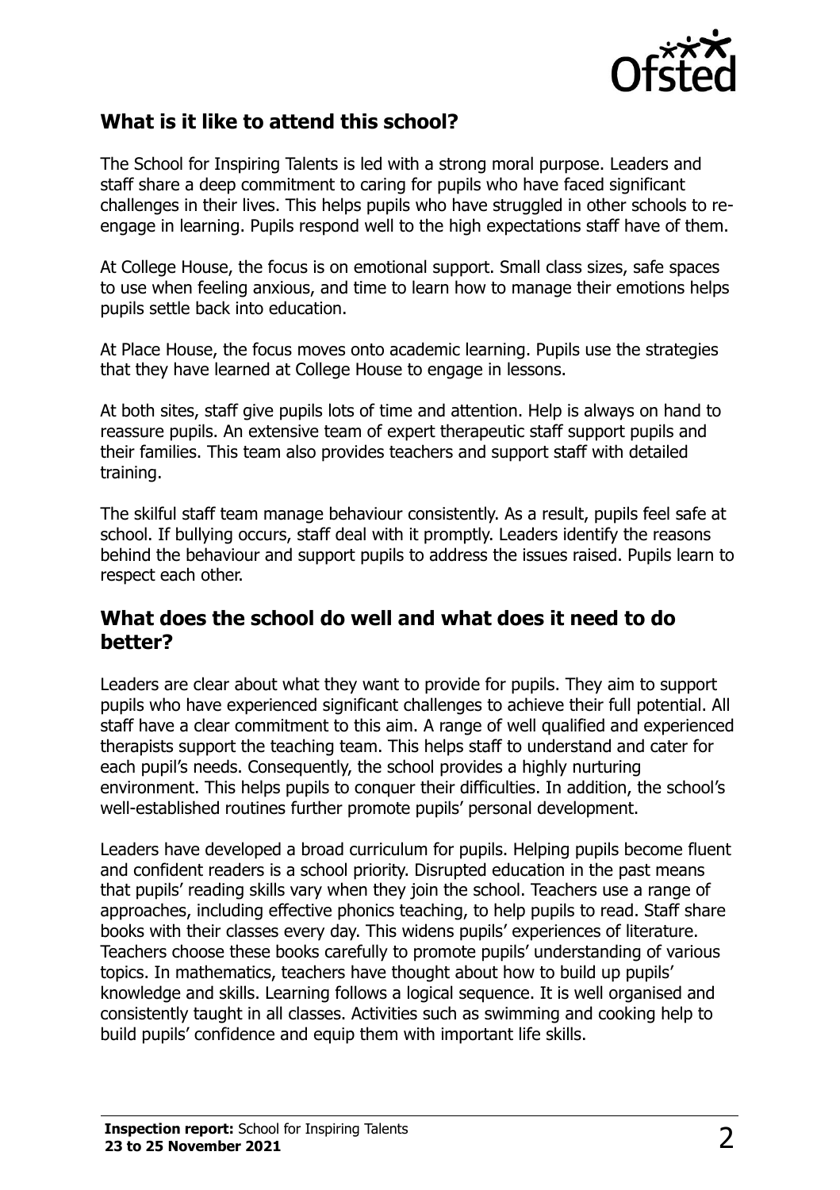## What is it like to attend this school?

The School for Inspiring Talents is led with a strong moral purpose. Leaders and staff share a deep commitment to caring for pupils who have faced significant challenges in their lives. This helps pupils who have struggled in other schools to re-engage in learning. Pupils respond well to the high expectations staff have of them.

At College House, the focus is on emotional support. Small class sizes, safe spaces to use when feeling anxious, and time to learn how to manage their emotions helps pupils settle back into education.

At Place House, the focus moves onto academic learning. Pupils use the strategies that they have learned at College House to engage in lessons.

At both sites, staff give pupils lots of time and attention. Help is always on hand to reassure pupils. An extensive team of expert therapeutic staff support pupils and their families. This team also provides teachers and support staff with detailed training.

The skilful staff team manage behaviour consistently. As a result, pupils feel safe at school. If bullying occurs, staff deal with it promptly. Leaders identify the reasons behind the behaviour and support pupils to address the issues raised. Pupils learn to respect each other.

## What does the school do well and what does it need to do better?

Leaders are clear about what they want to provide for pupils. They aim to support pupils who have experienced significant challenges to achieve their full potential. All staff have a clear commitment to this aim. A range of well qualified and experienced therapists support the teaching team. This helps staff to understand and cater for each pupil's needs. Consequently, the school provides a highly nurturing environment. This helps pupils to conquer their difficulties. In addition, the school's well-established routines further promote pupils' personal development.

Leaders have developed a broad curriculum for pupils. Helping pupils become fluent and confident readers is a school priority. Disrupted education in the past means that pupils' reading skills vary when they join the school. Teachers use a range of approaches, including effective phonics teaching, to help pupils to read. Staff share books with their classes every day. This widens pupils' experiences of literature. Teachers choose these books carefully to promote pupils' understanding of various topics. In mathematics, teachers have thought about how to build up pupils' knowledge and skills. Learning follows a logical sequence. It is well organised and consistently taught in all classes. Activities such as swimming and cooking help to build pupils' confidence and equip them with important life skills.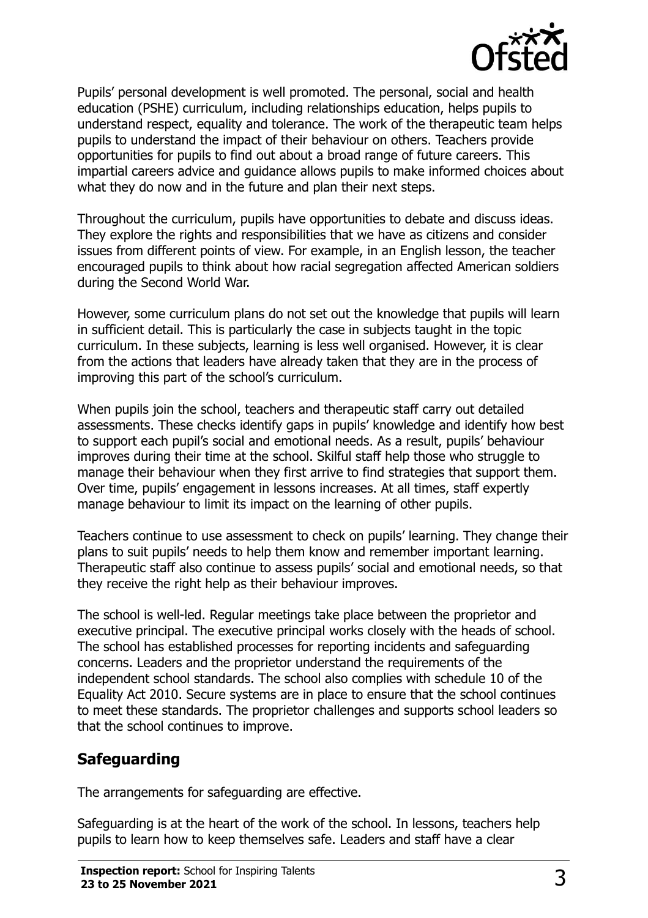Pupils' personal development is well promoted. The personal, social and health education (PSHE) curriculum, including relationships education, helps pupils to understand respect, equality and tolerance. The work of the therapeutic team helps pupils to understand the impact of their behaviour on others. Teachers provide opportunities for pupils to find out about a broad range of future careers. This impartial careers advice and guidance allows pupils to make informed choices about what they do now and in the future and plan their next steps.

Throughout the curriculum, pupils have opportunities to debate and discuss ideas. They explore the rights and responsibilities that we have as citizens and consider issues from different points of view. For example, in an English lesson, the teacher encouraged pupils to think about how racial segregation affected American soldiers during the Second World War.

However, some curriculum plans do not set out the knowledge that pupils will learn in sufficient detail. This is particularly the case in subjects taught in the topic curriculum. In these subjects, learning is less well organised. However, it is clear from the actions that leaders have already taken that they are in the process of improving this part of the school's curriculum.

When pupils join the school, teachers and therapeutic staff carry out detailed assessments. These checks identify gaps in pupils' knowledge and identify how best to support each pupil's social and emotional needs. As a result, pupils' behaviour improves during their time at the school. Skilful staff help those who struggle to manage their behaviour when they first arrive to find strategies that support them. Over time, pupils' engagement in lessons increases. At all times, staff expertly manage behaviour to limit its impact on the learning of other pupils.

Teachers continue to use assessment to check on pupils' learning. They change their plans to suit pupils' needs to help them know and remember important learning. Therapeutic staff also continue to assess pupils' social and emotional needs, so that they receive the right help as their behaviour improves.

The school is well-led. Regular meetings take place between the proprietor and executive principal. The executive principal works closely with the heads of school. The school has established processes for reporting incidents and safeguarding concerns. Leaders and the proprietor understand the requirements of the independent school standards. The school also complies with schedule 10 of the Equality Act 2010. Secure systems are in place to ensure that the school continues to meet these standards. The proprietor challenges and supports school leaders so that the school continues to improve.

## Safeguarding

The arrangements for safeguarding are effective.

Safeguarding is at the heart of the work of the school. In lessons, teachers help pupils to learn how to keep themselves safe. Leaders and staff have a clear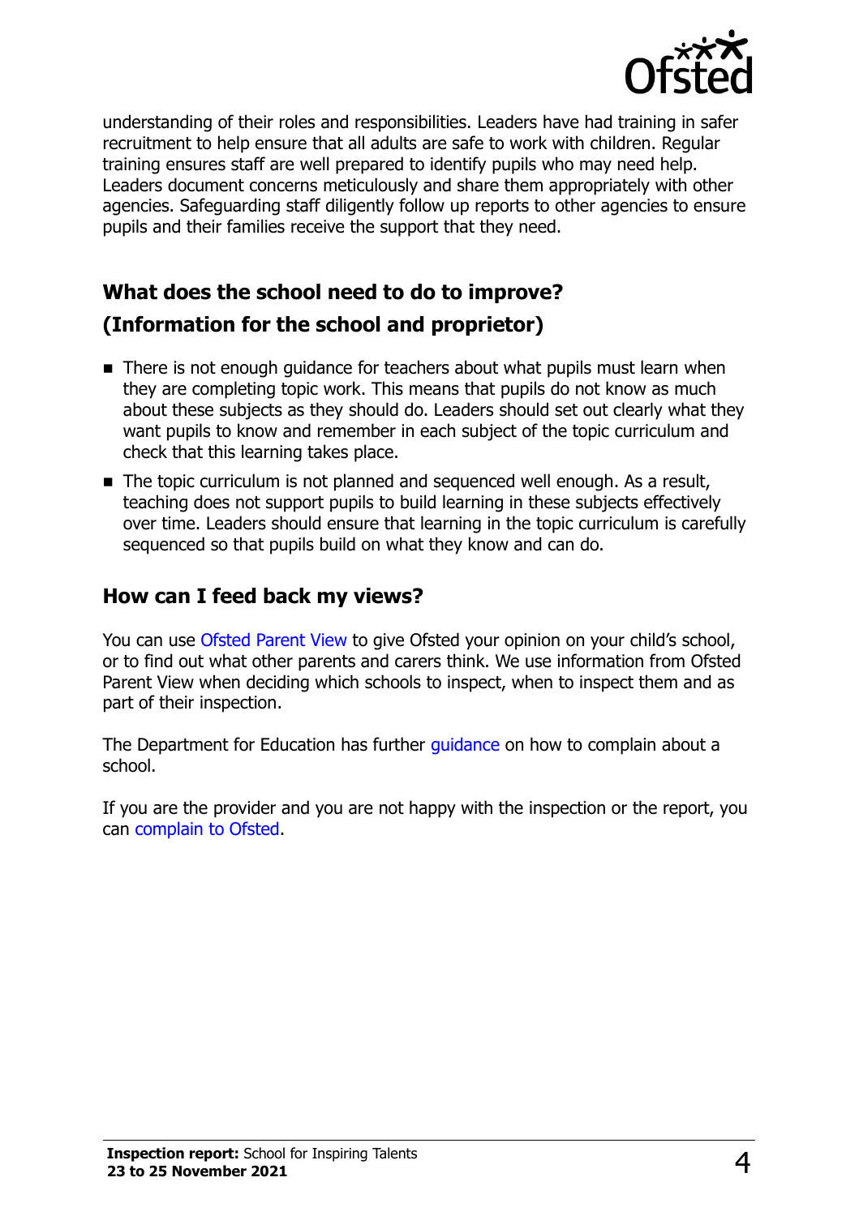understanding of their roles and responsibilities. Leaders have had training in safer recruitment to help ensure that all adults are safe to work with children. Regular training ensures staff are well prepared to identify pupils who may need help. Leaders document concerns meticulously and share them appropriately with other agencies. Safeguarding staff diligently follow up reports to other agencies to ensure pupils and their families receive the support that they need.

## What does the school need to do to improve?

## (Information for the school and proprietor)

- There is not enough guidance for teachers about what pupils must learn when they are completing topic work. This means that pupils do not know as much about these subjects as they should do. Leaders should set out clearly what they want pupils to know and remember in each subject of the topic curriculum and check that this learning takes place.
- The topic curriculum is not planned and sequenced well enough. As a result, teaching does not support pupils to build learning in these subjects effectively over time. Leaders should ensure that learning in the topic curriculum is carefully sequenced so that pupils build on what they know and can do.

## How can I feed back my views?

You can use Ofsted Parent View to give Ofsted your opinion on your child's school, or to find out what other parents and carers think. We use information from Ofsted Parent View when deciding which schools to inspect, when to inspect them and as part of their inspection.

The Department for Education has further guidance on how to complain about a school.

If you are the provider and you are not happy with the inspection or the report, you can complain to Ofsted.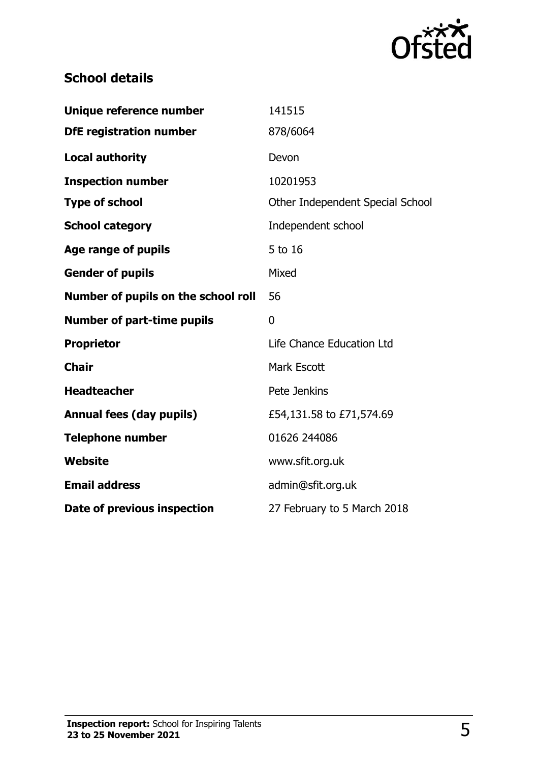## School details

| | |
|---|---|
| **Unique reference number** | 141515 |
| **DfE registration number** | 878/6064 |
| **Local authority** | Devon |
| **Inspection number** | 10201953 |
| **Type of school** | Other Independent Special School |
| **School category** | Independent school |
| **Age range of pupils** | 5 to 16 |
| **Gender of pupils** | Mixed |
| **Number of pupils on the school roll** | 56 |
| **Number of part-time pupils** | 0 |
| **Proprietor** | Life Chance Education Ltd |
| **Chair** | Mark Escott |
| **Headteacher** | Pete Jenkins |
| **Annual fees (day pupils)** | £54,131.58 to £71,574.69 |
| **Telephone number** | 01626 244086 |
| **Website** | www.sfit.org.uk |
| **Email address** | admin@sfit.org.uk |
| **Date of previous inspection** | 27 February to 5 March 2018 |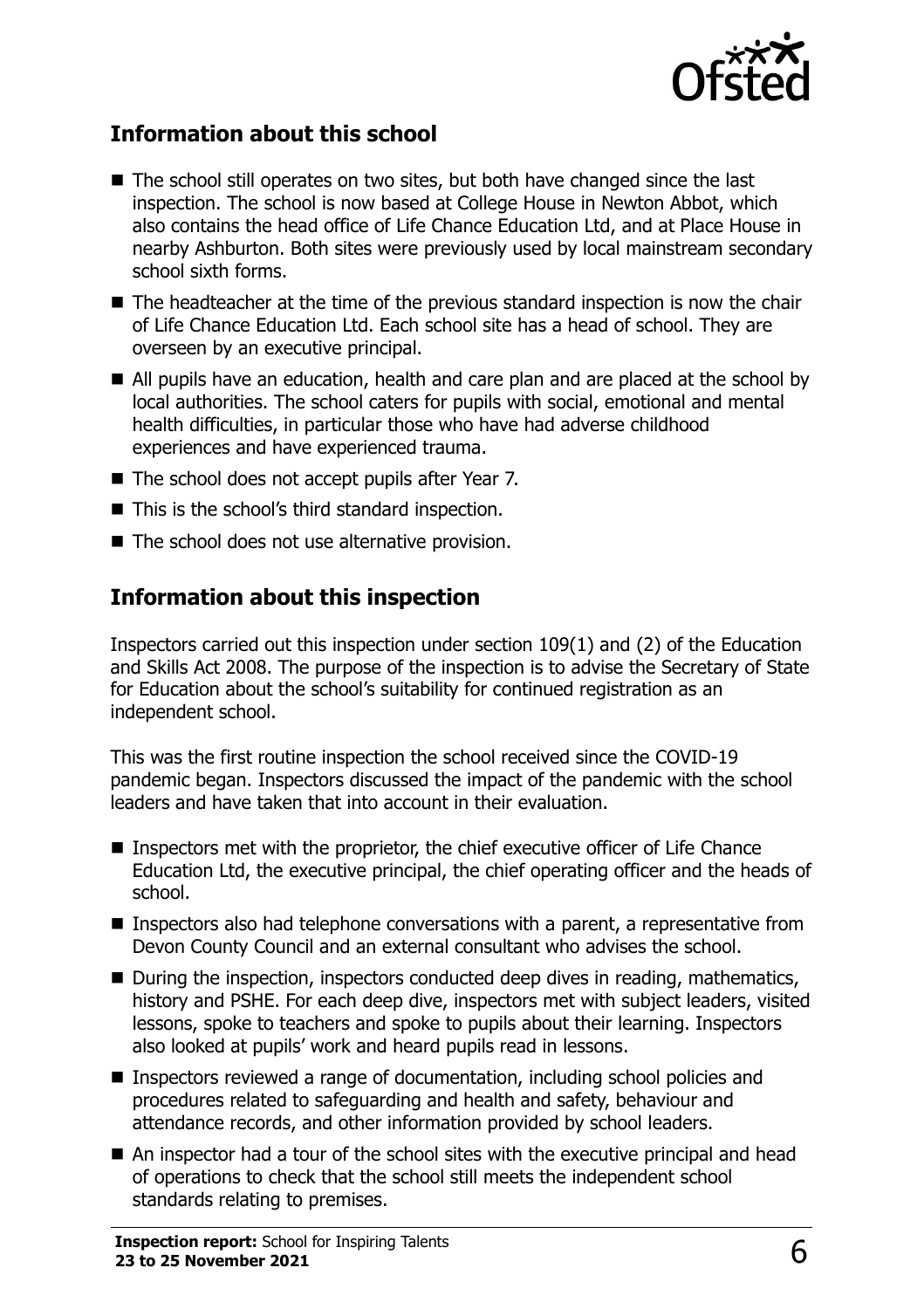## Information about this school

- The school still operates on two sites, but both have changed since the last inspection. The school is now based at College House in Newton Abbot, which also contains the head office of Life Chance Education Ltd, and at Place House in nearby Ashburton. Both sites were previously used by local mainstream secondary school sixth forms.
- The headteacher at the time of the previous standard inspection is now the chair of Life Chance Education Ltd. Each school site has a head of school. They are overseen by an executive principal.
- All pupils have an education, health and care plan and are placed at the school by local authorities. The school caters for pupils with social, emotional and mental health difficulties, in particular those who have had adverse childhood experiences and have experienced trauma.
- The school does not accept pupils after Year 7.
- This is the school's third standard inspection.
- The school does not use alternative provision.

## Information about this inspection

Inspectors carried out this inspection under section 109(1) and (2) of the Education and Skills Act 2008. The purpose of the inspection is to advise the Secretary of State for Education about the school's suitability for continued registration as an independent school.

This was the first routine inspection the school received since the COVID-19 pandemic began. Inspectors discussed the impact of the pandemic with the school leaders and have taken that into account in their evaluation.

- Inspectors met with the proprietor, the chief executive officer of Life Chance Education Ltd, the executive principal, the chief operating officer and the heads of school.
- Inspectors also had telephone conversations with a parent, a representative from Devon County Council and an external consultant who advises the school.
- During the inspection, inspectors conducted deep dives in reading, mathematics, history and PSHE. For each deep dive, inspectors met with subject leaders, visited lessons, spoke to teachers and spoke to pupils about their learning. Inspectors also looked at pupils' work and heard pupils read in lessons.
- Inspectors reviewed a range of documentation, including school policies and procedures related to safeguarding and health and safety, behaviour and attendance records, and other information provided by school leaders.
- An inspector had a tour of the school sites with the executive principal and head of operations to check that the school still meets the independent school standards relating to premises.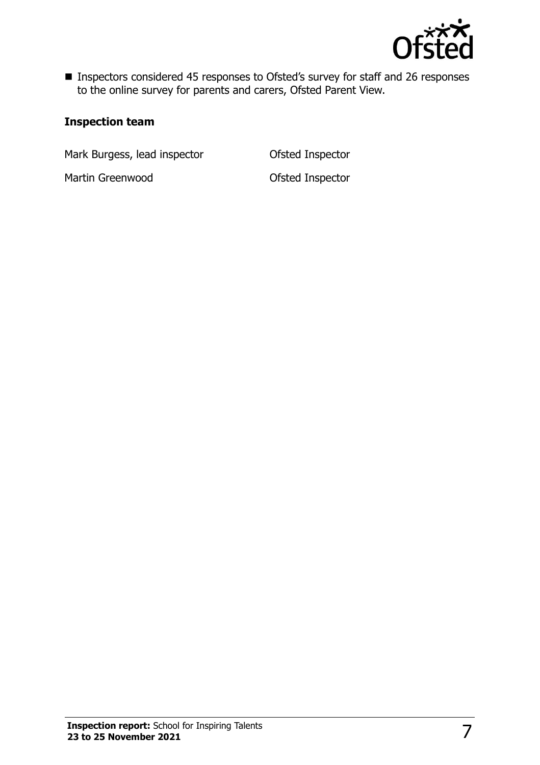- Inspectors considered 45 responses to Ofsted's survey for staff and 26 responses to the online survey for parents and carers, Ofsted Parent View.

### Inspection team

| | |
|---|---|
| Mark Burgess, lead inspector | Ofsted Inspector |
| Martin Greenwood | Ofsted Inspector |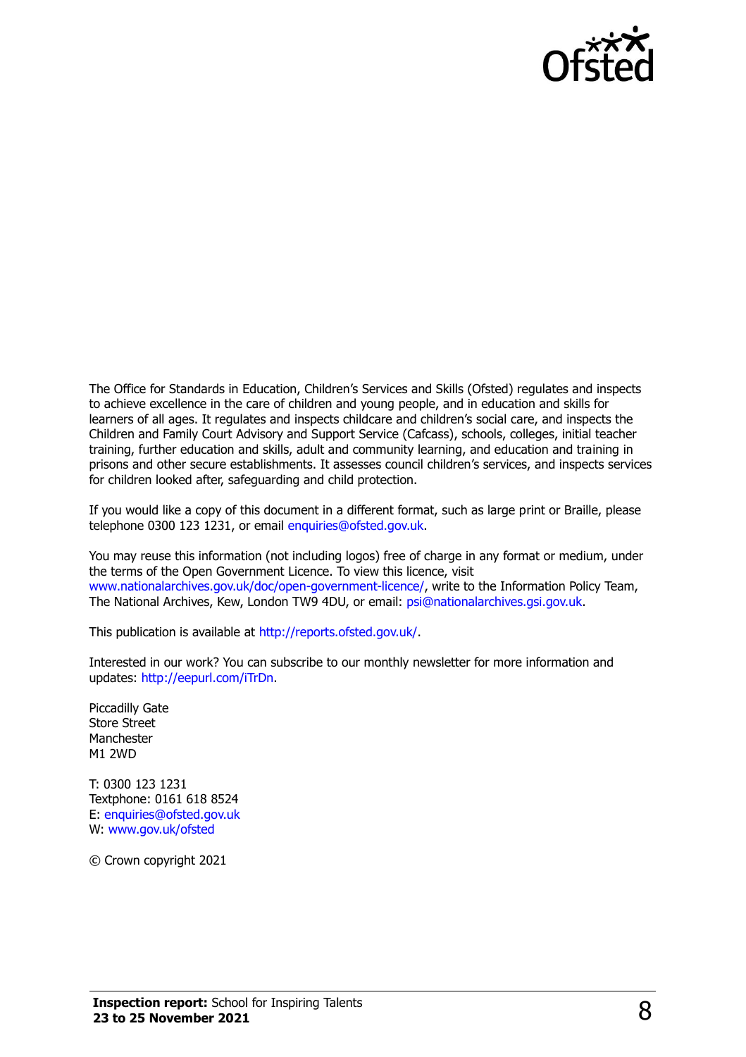The Office for Standards in Education, Children's Services and Skills (Ofsted) regulates and inspects to achieve excellence in the care of children and young people, and in education and skills for learners of all ages. It regulates and inspects childcare and children's social care, and inspects the Children and Family Court Advisory and Support Service (Cafcass), schools, colleges, initial teacher training, further education and skills, adult and community learning, and education and training in prisons and other secure establishments. It assesses council children's services, and inspects services for children looked after, safeguarding and child protection.

If you would like a copy of this document in a different format, such as large print or Braille, please telephone 0300 123 1231, or email enquiries@ofsted.gov.uk.

You may reuse this information (not including logos) free of charge in any format or medium, under the terms of the Open Government Licence. To view this licence, visit www.nationalarchives.gov.uk/doc/open-government-licence/, write to the Information Policy Team, The National Archives, Kew, London TW9 4DU, or email: psi@nationalarchives.gsi.gov.uk.

This publication is available at http://reports.ofsted.gov.uk/.

Interested in our work? You can subscribe to our monthly newsletter for more information and updates: http://eepurl.com/iTrDn.

Piccadilly Gate  
Store Street  
Manchester  
M1 2WD

T: 0300 123 1231  
Textphone: 0161 618 8524  
E: enquiries@ofsted.gov.uk  
W: www.gov.uk/ofsted

© Crown copyright 2021